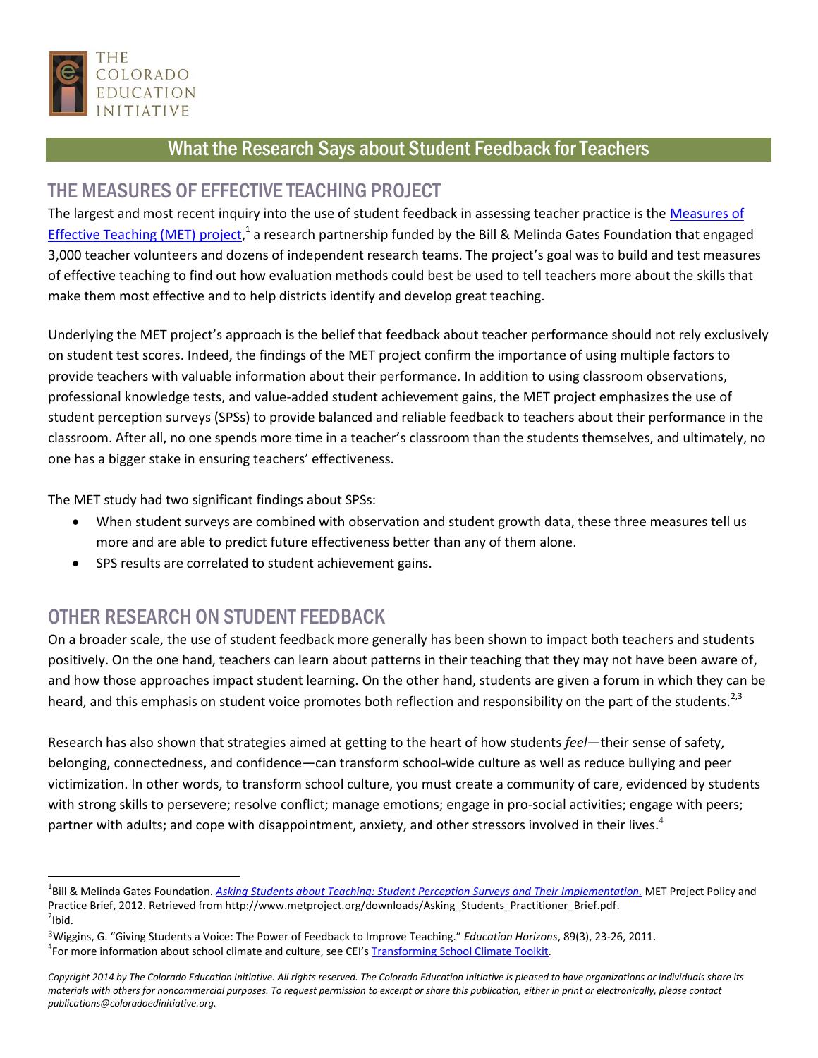THE COLORADO EDUCATION INITIATIVE

# What the Research Says about Student Feedback for Teachers

## THE MEASURES OF EFFECTIVE TEACHING PROJECT

The largest and most recent inquiry into the use of student feedback in assessing teacher practice is the Measures of Effective Teaching (MET) project,[1] a research partnership funded by the Bill & Melinda Gates Foundation that engaged 3,000 teacher volunteers and dozens of independent research teams. The project's goal was to build and test measures of effective teaching to find out how evaluation methods could best be used to tell teachers more about the skills that make them most effective and to help districts identify and develop great teaching.

Underlying the MET project's approach is the belief that feedback about teacher performance should not rely exclusively on student test scores. Indeed, the findings of the MET project confirm the importance of using multiple factors to provide teachers with valuable information about their performance. In addition to using classroom observations, professional knowledge tests, and value-added student achievement gains, the MET project emphasizes the use of student perception surveys (SPSs) to provide balanced and reliable feedback to teachers about their performance in the classroom. After all, no one spends more time in a teacher's classroom than the students themselves, and ultimately, no one has a bigger stake in ensuring teachers' effectiveness.

The MET study had two significant findings about SPSs:

- When student surveys are combined with observation and student growth data, these three measures tell us more and are able to predict future effectiveness better than any of them alone.
- SPS results are correlated to student achievement gains.

## OTHER RESEARCH ON STUDENT FEEDBACK

On a broader scale, the use of student feedback more generally has been shown to impact both teachers and students positively. On the one hand, teachers can learn about patterns in their teaching that they may not have been aware of, and how those approaches impact student learning. On the other hand, students are given a forum in which they can be heard, and this emphasis on student voice promotes both reflection and responsibility on the part of the students.[2,3]

Research has also shown that strategies aimed at getting to the heart of how students *feel*—their sense of safety, belonging, connectedness, and confidence—can transform school-wide culture as well as reduce bullying and peer victimization. In other words, to transform school culture, you must create a community of care, evidenced by students with strong skills to persevere; resolve conflict; manage emotions; engage in pro-social activities; engage with peers; partner with adults; and cope with disappointment, anxiety, and other stressors involved in their lives.[4]

---

[1] Bill & Melinda Gates Foundation. *Asking Students about Teaching: Student Perception Surveys and Their Implementation.* MET Project Policy and Practice Brief, 2012. Retrieved from http://www.metproject.org/downloads/Asking_Students_Practitioner_Brief.pdf.
[2] Ibid.
[3] Wiggins, G. "Giving Students a Voice: The Power of Feedback to Improve Teaching." *Education Horizons*, 89(3), 23-26, 2011.
[4] For more information about school climate and culture, see CEI's Transforming School Climate Toolkit.

*Copyright 2014 by The Colorado Education Initiative. All rights reserved. The Colorado Education Initiative is pleased to have organizations or individuals share its materials with others for noncommercial purposes. To request permission to excerpt or share this publication, either in print or electronically, please contact publications@coloradoedinitiative.org.*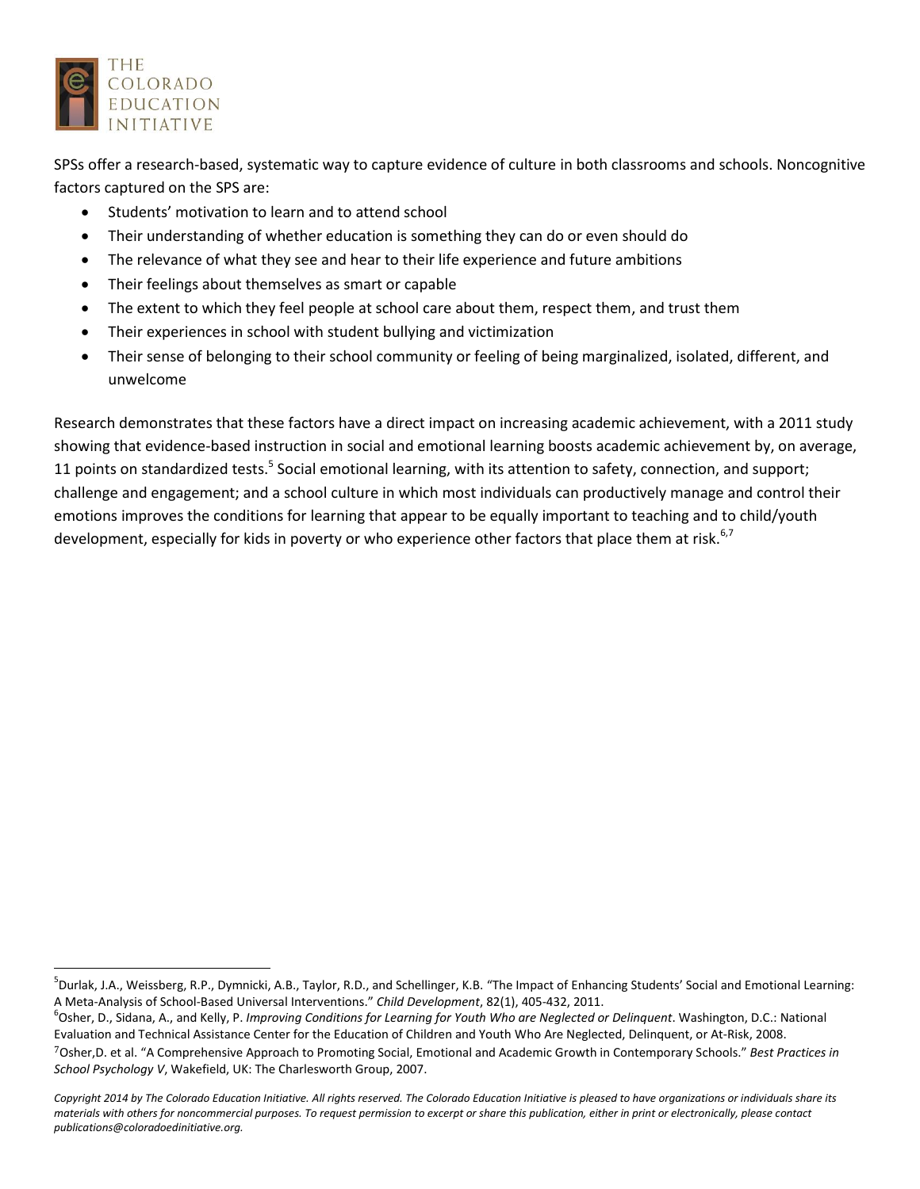SPSs offer a research-based, systematic way to capture evidence of culture in both classrooms and schools. Noncognitive factors captured on the SPS are:

- Students' motivation to learn and to attend school
- Their understanding of whether education is something they can do or even should do
- The relevance of what they see and hear to their life experience and future ambitions
- Their feelings about themselves as smart or capable
- The extent to which they feel people at school care about them, respect them, and trust them
- Their experiences in school with student bullying and victimization
- Their sense of belonging to their school community or feeling of being marginalized, isolated, different, and unwelcome

Research demonstrates that these factors have a direct impact on increasing academic achievement, with a 2011 study showing that evidence-based instruction in social and emotional learning boosts academic achievement by, on average, 11 points on standardized tests.[5] Social emotional learning, with its attention to safety, connection, and support; challenge and engagement; and a school culture in which most individuals can productively manage and control their emotions improves the conditions for learning that appear to be equally important to teaching and to child/youth development, especially for kids in poverty or who experience other factors that place them at risk.[6,7]

[5] Durlak, J.A., Weissberg, R.P., Dymnicki, A.B., Taylor, R.D., and Schellinger, K.B. "The Impact of Enhancing Students' Social and Emotional Learning: A Meta-Analysis of School-Based Universal Interventions." *Child Development*, 82(1), 405-432, 2011.

[6] Osher, D., Sidana, A., and Kelly, P. *Improving Conditions for Learning for Youth Who are Neglected or Delinquent*. Washington, D.C.: National Evaluation and Technical Assistance Center for the Education of Children and Youth Who Are Neglected, Delinquent, or At-Risk, 2008.

[7] Osher,D. et al. "A Comprehensive Approach to Promoting Social, Emotional and Academic Growth in Contemporary Schools." *Best Practices in School Psychology V*, Wakefield, UK: The Charlesworth Group, 2007.

*Copyright 2014 by The Colorado Education Initiative. All rights reserved. The Colorado Education Initiative is pleased to have organizations or individuals share its materials with others for noncommercial purposes. To request permission to excerpt or share this publication, either in print or electronically, please contact publications@coloradoedinitiative.org.*